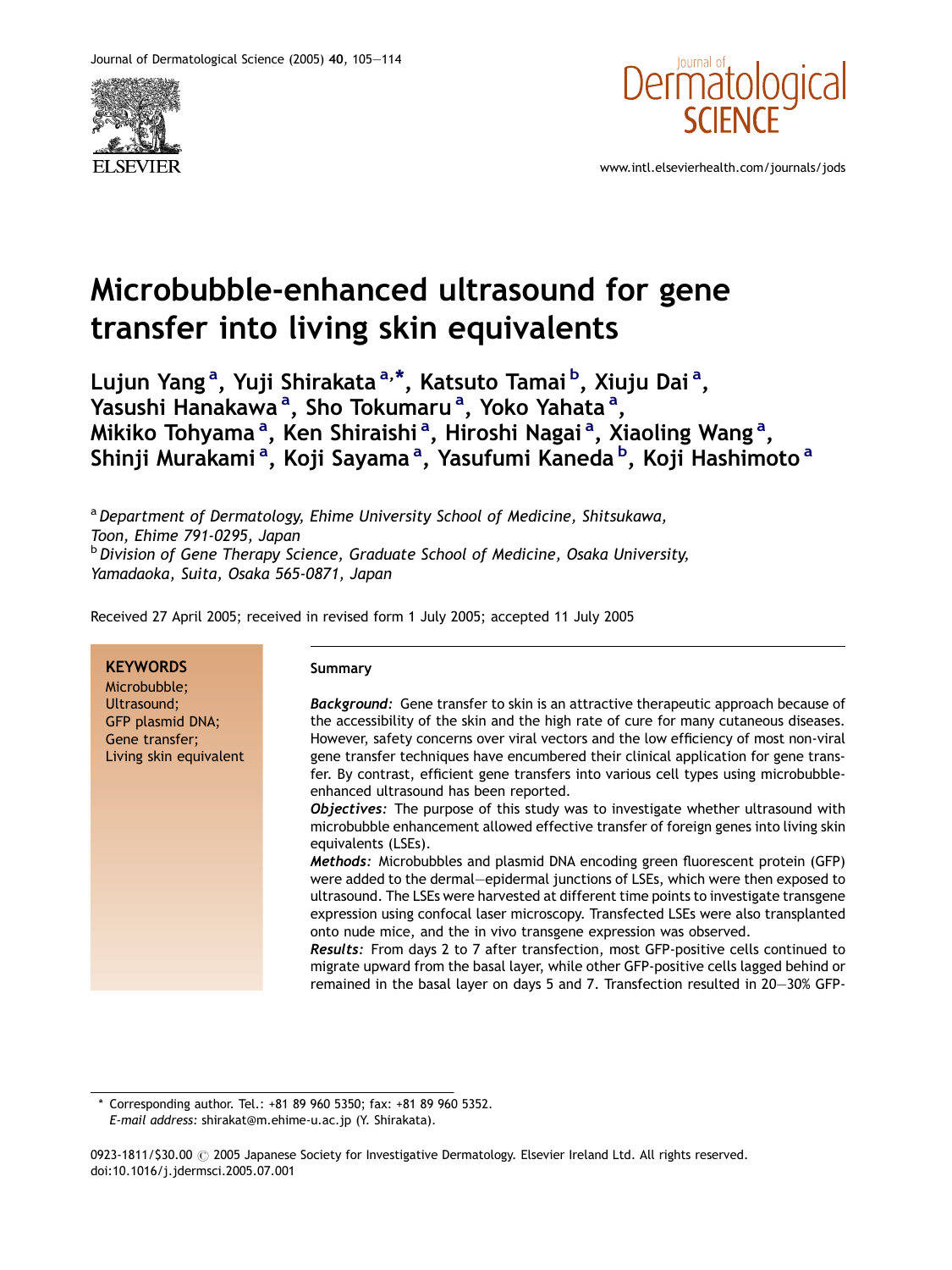# Microbubble-enhanced ultrasound for gene transfer into living skin equivalents

**Lujun Yang [a], Yuji Shirakata [a,*], Katsuto Tamai [b], Xiuju Dai [a], Yasushi Hanakawa [a], Sho Tokumaru [a], Yoko Yahata [a], Mikiko Tohyama [a], Ken Shiraishi [a], Hiroshi Nagai [a], Xiaoling Wang [a], Shinji Murakami [a], Koji Sayama [a], Yasufumi Kaneda [b], Koji Hashimoto [a]**

[a] *Department of Dermatology, Ehime University School of Medicine, Shitsukawa, Toon, Ehime 791-0295, Japan*
[b] *Division of Gene Therapy Science, Graduate School of Medicine, Osaka University, Yamadaoka, Suita, Osaka 565-0871, Japan*

Received 27 April 2005; received in revised form 1 July 2005; accepted 11 July 2005

**KEYWORDS**
Microbubble;
Ultrasound;
GFP plasmid DNA;
Gene transfer;
Living skin equivalent

**Summary**

***Background:*** Gene transfer to skin is an attractive therapeutic approach because of the accessibility of the skin and the high rate of cure for many cutaneous diseases. However, safety concerns over viral vectors and the low efficiency of most non-viral gene transfer techniques have encumbered their clinical application for gene transfer. By contrast, efficient gene transfers into various cell types using microbubble-enhanced ultrasound has been reported.

***Objectives:*** The purpose of this study was to investigate whether ultrasound with microbubble enhancement allowed effective transfer of foreign genes into living skin equivalents (LSEs).

***Methods:*** Microbubbles and plasmid DNA encoding green fluorescent protein (GFP) were added to the dermal–epidermal junctions of LSEs, which were then exposed to ultrasound. The LSEs were harvested at different time points to investigate transgene expression using confocal laser microscopy. Transfected LSEs were also transplanted onto nude mice, and the in vivo transgene expression was observed.

***Results:*** From days 2 to 7 after transfection, most GFP-positive cells continued to migrate upward from the basal layer, while other GFP-positive cells lagged behind or remained in the basal layer on days 5 and 7. Transfection resulted in 20–30% GFP-

\* Corresponding author. Tel.: +81 89 960 5350; fax: +81 89 960 5352.
*E-mail address:* shirakat@m.ehime-u.ac.jp (Y. Shirakata).

0923-1811/$30.00 © 2005 Japanese Society for Investigative Dermatology. Elsevier Ireland Ltd. All rights reserved.
doi:10.1016/j.jdermsci.2005.07.001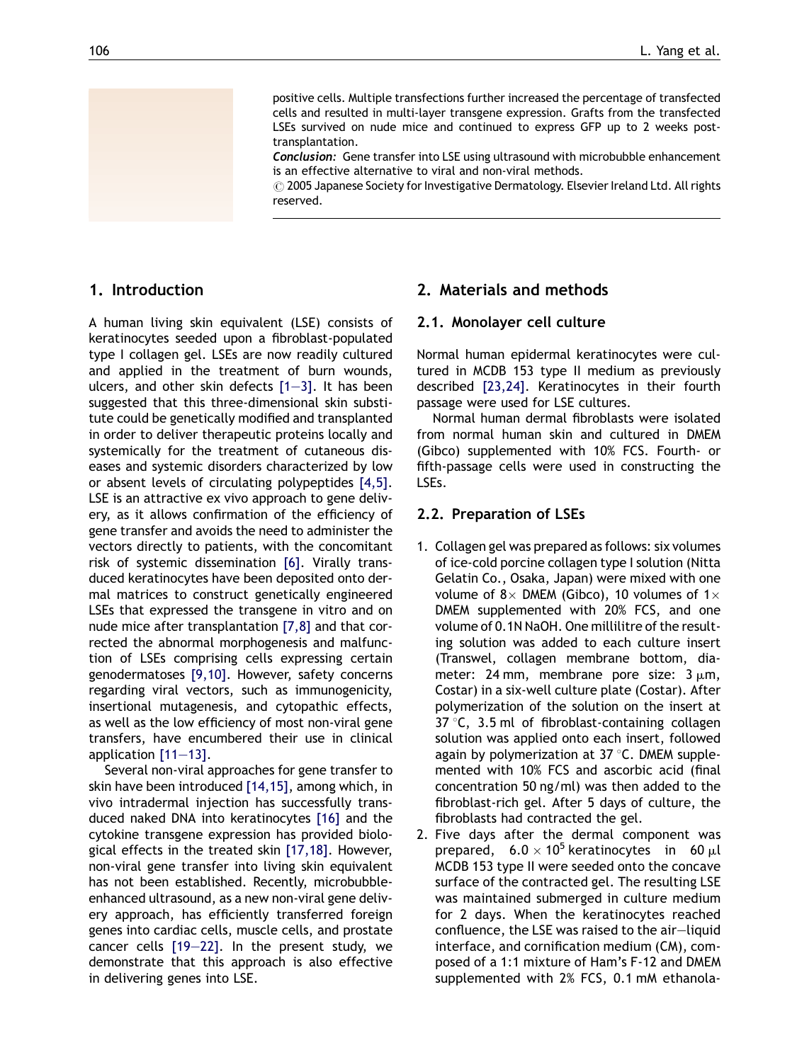positive cells. Multiple transfections further increased the percentage of transfected cells and resulted in multi-layer transgene expression. Grafts from the transfected LSEs survived on nude mice and continued to express GFP up to 2 weeks post-transplantation.

*Conclusion:* Gene transfer into LSE using ultrasound with microbubble enhancement is an effective alternative to viral and non-viral methods.

© 2005 Japanese Society for Investigative Dermatology. Elsevier Ireland Ltd. All rights reserved.

## 1. Introduction

A human living skin equivalent (LSE) consists of keratinocytes seeded upon a fibroblast-populated type I collagen gel. LSEs are now readily cultured and applied in the treatment of burn wounds, ulcers, and other skin defects [1–3]. It has been suggested that this three-dimensional skin substitute could be genetically modified and transplanted in order to deliver therapeutic proteins locally and systemically for the treatment of cutaneous diseases and systemic disorders characterized by low or absent levels of circulating polypeptides [4,5]. LSE is an attractive ex vivo approach to gene delivery, as it allows confirmation of the efficiency of gene transfer and avoids the need to administer the vectors directly to patients, with the concomitant risk of systemic dissemination [6]. Virally transduced keratinocytes have been deposited onto dermal matrices to construct genetically engineered LSEs that expressed the transgene in vitro and on nude mice after transplantation [7,8] and that corrected the abnormal morphogenesis and malfunction of LSEs comprising cells expressing certain genodermatoses [9,10]. However, safety concerns regarding viral vectors, such as immunogenicity, insertional mutagenesis, and cytopathic effects, as well as the low efficiency of most non-viral gene transfers, have encumbered their use in clinical application [11–13].

Several non-viral approaches for gene transfer to skin have been introduced [14,15], among which, in vivo intradermal injection has successfully transduced naked DNA into keratinocytes [16] and the cytokine transgene expression has provided biological effects in the treated skin [17,18]. However, non-viral gene transfer into living skin equivalent has not been established. Recently, microbubble-enhanced ultrasound, as a new non-viral gene delivery approach, has efficiently transferred foreign genes into cardiac cells, muscle cells, and prostate cancer cells [19–22]. In the present study, we demonstrate that this approach is also effective in delivering genes into LSE.

## 2. Materials and methods

### 2.1. Monolayer cell culture

Normal human epidermal keratinocytes were cultured in MCDB 153 type II medium as previously described [23,24]. Keratinocytes in their fourth passage were used for LSE cultures.

Normal human dermal fibroblasts were isolated from normal human skin and cultured in DMEM (Gibco) supplemented with 10% FCS. Fourth- or fifth-passage cells were used in constructing the LSEs.

### 2.2. Preparation of LSEs

1. Collagen gel was prepared as follows: six volumes of ice-cold porcine collagen type I solution (Nitta Gelatin Co., Osaka, Japan) were mixed with one volume of 8× DMEM (Gibco), 10 volumes of 1× DMEM supplemented with 20% FCS, and one volume of 0.1N NaOH. One millilitre of the resulting solution was added to each culture insert (Transwel, collagen membrane bottom, diameter: 24 mm, membrane pore size: 3 μm, Costar) in a six-well culture plate (Costar). After polymerization of the solution on the insert at 37 °C, 3.5 ml of fibroblast-containing collagen solution was applied onto each insert, followed again by polymerization at 37 °C. DMEM supplemented with 10% FCS and ascorbic acid (final concentration 50 ng/ml) was then added to the fibroblast-rich gel. After 5 days of culture, the fibroblasts had contracted the gel.
2. Five days after the dermal component was prepared, $6.0 \times 10^5$ keratinocytes in 60 μl MCDB 153 type II were seeded onto the concave surface of the contracted gel. The resulting LSE was maintained submerged in culture medium for 2 days. When the keratinocytes reached confluence, the LSE was raised to the air–liquid interface, and cornification medium (CM), composed of a 1:1 mixture of Ham's F-12 and DMEM supplemented with 2% FCS, 0.1 mM ethanola-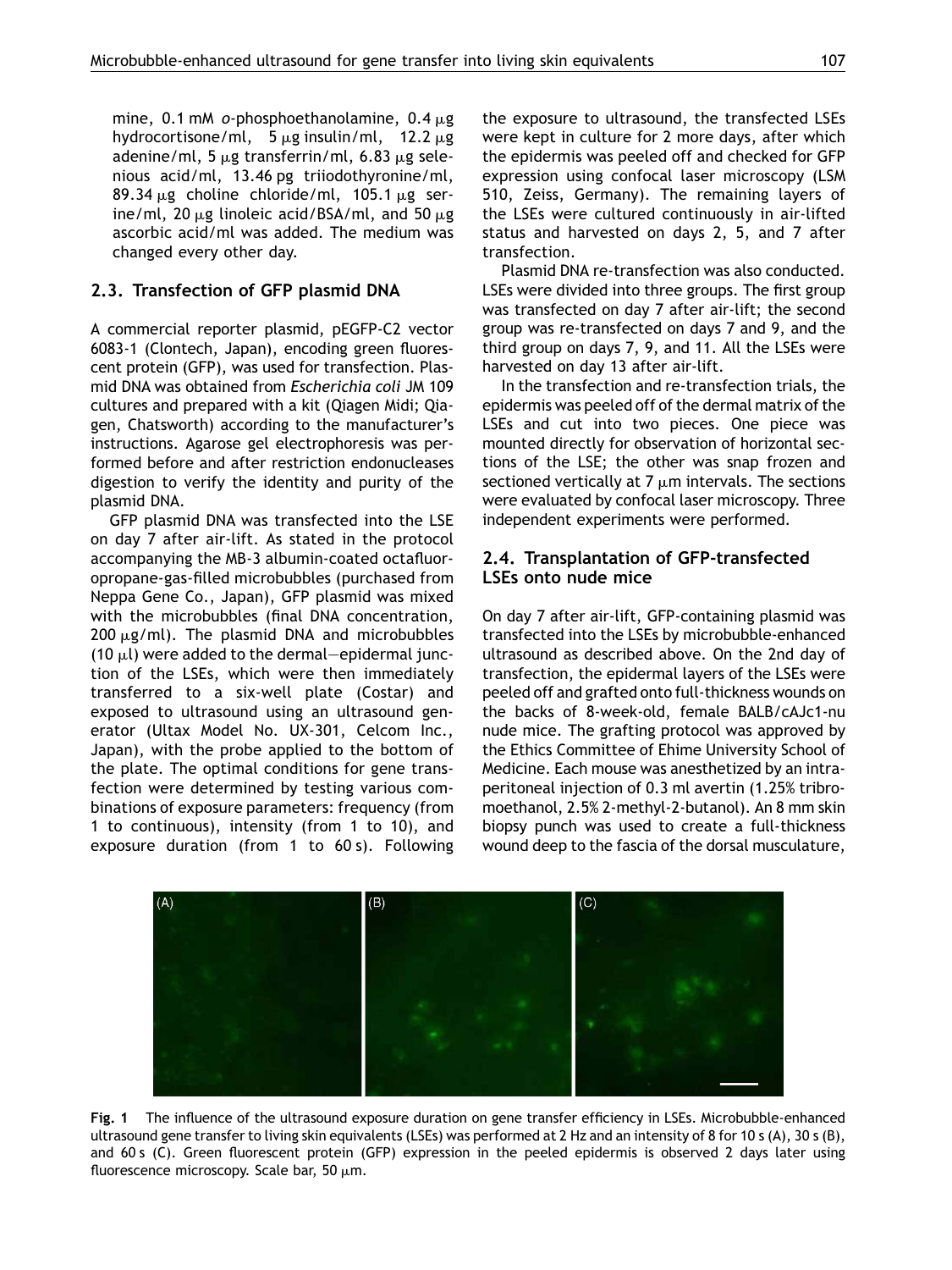mine, 0.1 mM *o*-phosphoethanolamine, 0.4 μg hydrocortisone/ml, 5 μg insulin/ml, 12.2 μg adenine/ml, 5 μg transferrin/ml, 6.83 μg selenious acid/ml, 13.46 pg triiodothyronine/ml, 89.34 μg choline chloride/ml, 105.1 μg serine/ml, 20 μg linoleic acid/BSA/ml, and 50 μg ascorbic acid/ml was added. The medium was changed every other day.

### 2.3. Transfection of GFP plasmid DNA

A commercial reporter plasmid, pEGFP-C2 vector 6083-1 (Clontech, Japan), encoding green fluorescent protein (GFP), was used for transfection. Plasmid DNA was obtained from *Escherichia coli* JM 109 cultures and prepared with a kit (Qiagen Midi; Qiagen, Chatsworth) according to the manufacturer's instructions. Agarose gel electrophoresis was performed before and after restriction endonucleases digestion to verify the identity and purity of the plasmid DNA.

GFP plasmid DNA was transfected into the LSE on day 7 after air-lift. As stated in the protocol accompanying the MB-3 albumin-coated octafluoropropane-gas-filled microbubbles (purchased from Neppa Gene Co., Japan), GFP plasmid was mixed with the microbubbles (final DNA concentration, 200 μg/ml). The plasmid DNA and microbubbles (10 μl) were added to the dermal–epidermal junction of the LSEs, which were then immediately transferred to a six-well plate (Costar) and exposed to ultrasound using an ultrasound generator (Ultax Model No. UX-301, Celcom Inc., Japan), with the probe applied to the bottom of the plate. The optimal conditions for gene transfection were determined by testing various combinations of exposure parameters: frequency (from 1 to continuous), intensity (from 1 to 10), and exposure duration (from 1 to 60 s). Following the exposure to ultrasound, the transfected LSEs were kept in culture for 2 more days, after which the epidermis was peeled off and checked for GFP expression using confocal laser microscopy (LSM 510, Zeiss, Germany). The remaining layers of the LSEs were cultured continuously in air-lifted status and harvested on days 2, 5, and 7 after transfection.

Plasmid DNA re-transfection was also conducted. LSEs were divided into three groups. The first group was transfected on day 7 after air-lift; the second group was re-transfected on days 7 and 9, and the third group on days 7, 9, and 11. All the LSEs were harvested on day 13 after air-lift.

In the transfection and re-transfection trials, the epidermis was peeled off of the dermal matrix of the LSEs and cut into two pieces. One piece was mounted directly for observation of horizontal sections of the LSE; the other was snap frozen and sectioned vertically at 7 μm intervals. The sections were evaluated by confocal laser microscopy. Three independent experiments were performed.

### 2.4. Transplantation of GFP-transfected LSEs onto nude mice

On day 7 after air-lift, GFP-containing plasmid was transfected into the LSEs by microbubble-enhanced ultrasound as described above. On the 2nd day of transfection, the epidermal layers of the LSEs were peeled off and grafted onto full-thickness wounds on the backs of 8-week-old, female BALB/cAJc1-nu nude mice. The grafting protocol was approved by the Ethics Committee of Ehime University School of Medicine. Each mouse was anesthetized by an intraperitoneal injection of 0.3 ml avertin (1.25% tribromoethanol, 2.5% 2-methyl-2-butanol). An 8 mm skin biopsy punch was used to create a full-thickness wound deep to the fascia of the dorsal musculature,

**Fig. 1** The influence of the ultrasound exposure duration on gene transfer efficiency in LSEs. Microbubble-enhanced ultrasound gene transfer to living skin equivalents (LSEs) was performed at 2 Hz and an intensity of 8 for 10 s (A), 30 s (B), and 60 s (C). Green fluorescent protein (GFP) expression in the peeled epidermis is observed 2 days later using fluorescence microscopy. Scale bar, 50 μm.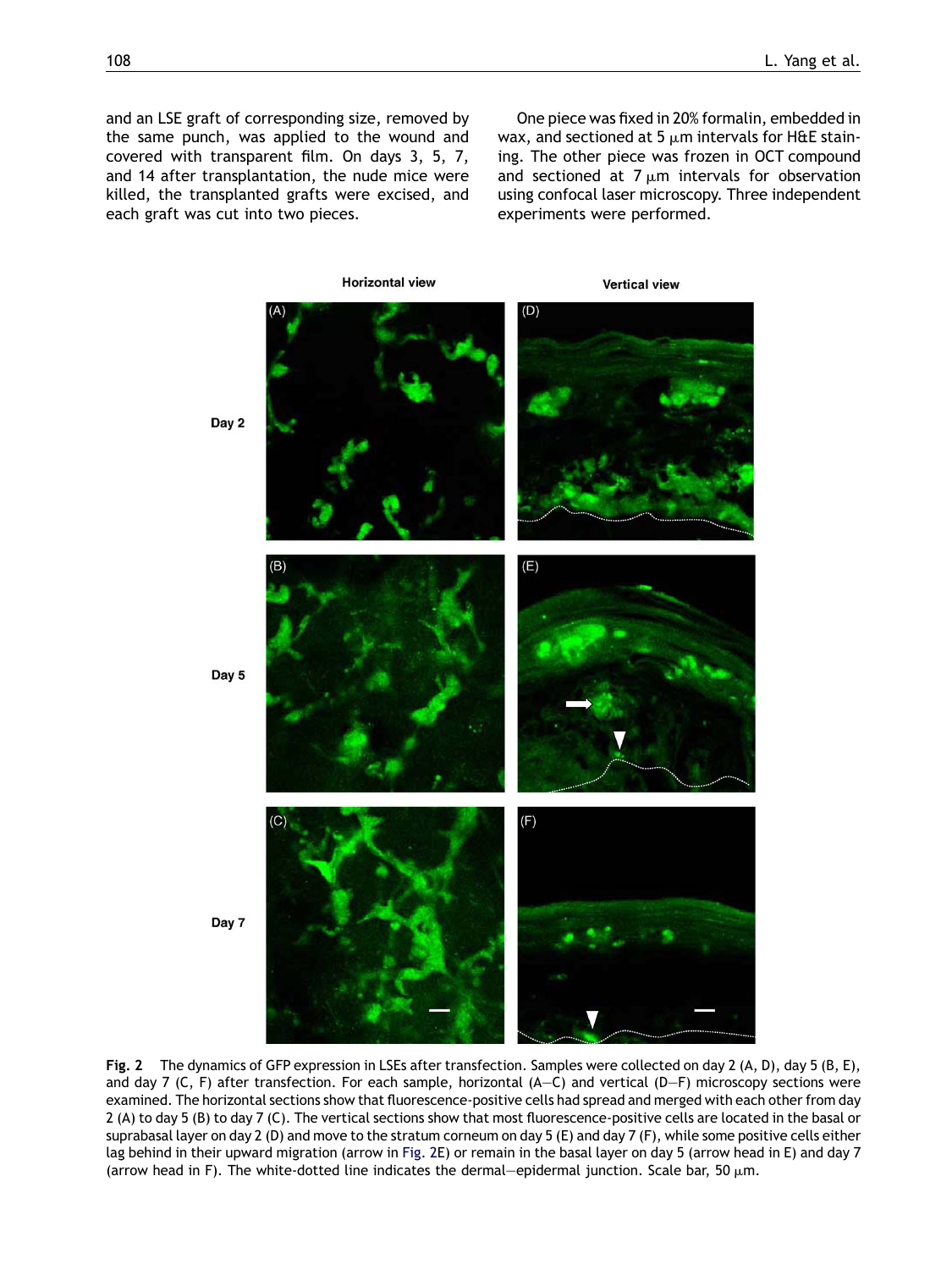and an LSE graft of corresponding size, removed by the same punch, was applied to the wound and covered with transparent film. On days 3, 5, 7, and 14 after transplantation, the nude mice were killed, the transplanted grafts were excised, and each graft was cut into two pieces.

One piece was fixed in 20% formalin, embedded in wax, and sectioned at 5 μm intervals for H&E staining. The other piece was frozen in OCT compound and sectioned at 7 μm intervals for observation using confocal laser microscopy. Three independent experiments were performed.

**Fig. 2** The dynamics of GFP expression in LSEs after transfection. Samples were collected on day 2 (A, D), day 5 (B, E), and day 7 (C, F) after transfection. For each sample, horizontal (A–C) and vertical (D–F) microscopy sections were examined. The horizontal sections show that fluorescence-positive cells had spread and merged with each other from day 2 (A) to day 5 (B) to day 7 (C). The vertical sections show that most fluorescence-positive cells are located in the basal or suprabasal layer on day 2 (D) and move to the stratum corneum on day 5 (E) and day 7 (F), while some positive cells either lag behind in their upward migration (arrow in Fig. 2E) or remain in the basal layer on day 5 (arrow head in E) and day 7 (arrow head in F). The white-dotted line indicates the dermal–epidermal junction. Scale bar, 50 μm.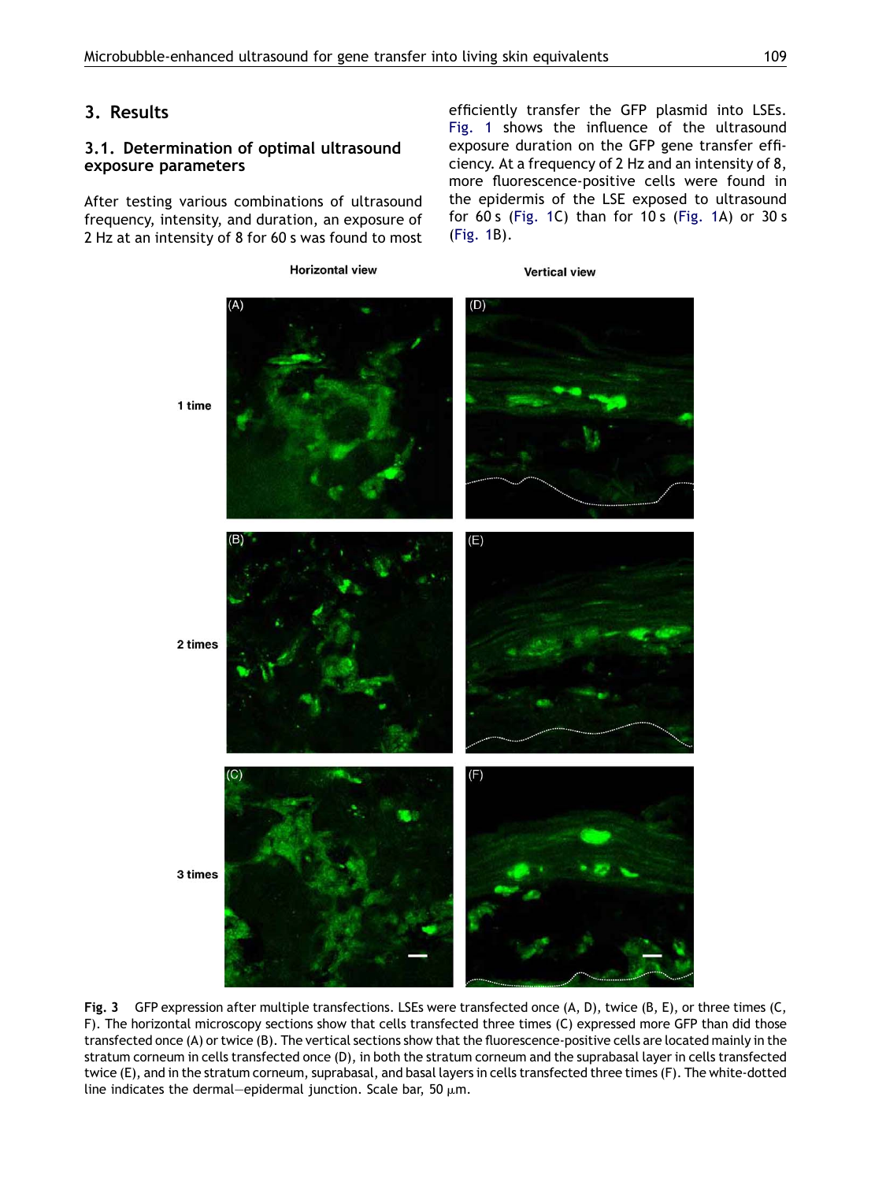## 3. Results

### 3.1. Determination of optimal ultrasound exposure parameters

After testing various combinations of ultrasound frequency, intensity, and duration, an exposure of 2 Hz at an intensity of 8 for 60 s was found to most efficiently transfer the GFP plasmid into LSEs. Fig. 1 shows the influence of the ultrasound exposure duration on the GFP gene transfer efficiency. At a frequency of 2 Hz and an intensity of 8, more fluorescence-positive cells were found in the epidermis of the LSE exposed to ultrasound for 60 s (Fig. 1C) than for 10 s (Fig. 1A) or 30 s (Fig. 1B).

**Fig. 3** GFP expression after multiple transfections. LSEs were transfected once (A, D), twice (B, E), or three times (C, F). The horizontal microscopy sections show that cells transfected three times (C) expressed more GFP than did those transfected once (A) or twice (B). The vertical sections show that the fluorescence-positive cells are located mainly in the stratum corneum in cells transfected once (D), in both the stratum corneum and the suprabasal layer in cells transfected twice (E), and in the stratum corneum, suprabasal, and basal layers in cells transfected three times (F). The white-dotted line indicates the dermal–epidermal junction. Scale bar, 50 μm.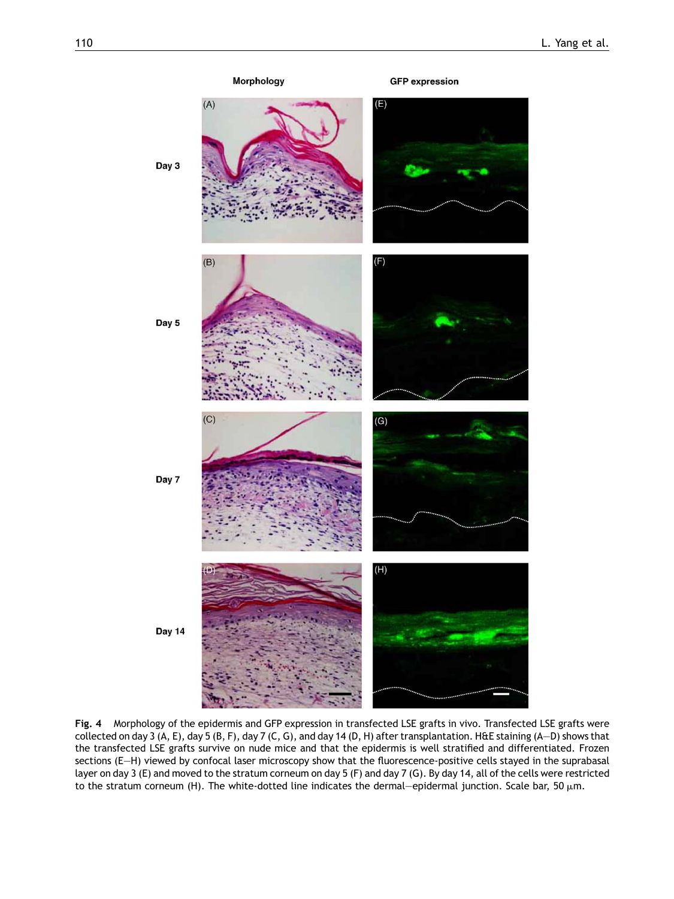**Fig. 4** Morphology of the epidermis and GFP expression in transfected LSE grafts in vivo. Transfected LSE grafts were collected on day 3 (A, E), day 5 (B, F), day 7 (C, G), and day 14 (D, H) after transplantation. H&E staining (A–D) shows that the transfected LSE grafts survive on nude mice and that the epidermis is well stratified and differentiated. Frozen sections (E–H) viewed by confocal laser microscopy show that the fluorescence-positive cells stayed in the suprabasal layer on day 3 (E) and moved to the stratum corneum on day 5 (F) and day 7 (G). By day 14, all of the cells were restricted to the stratum corneum (H). The white-dotted line indicates the dermal–epidermal junction. Scale bar, 50 μm.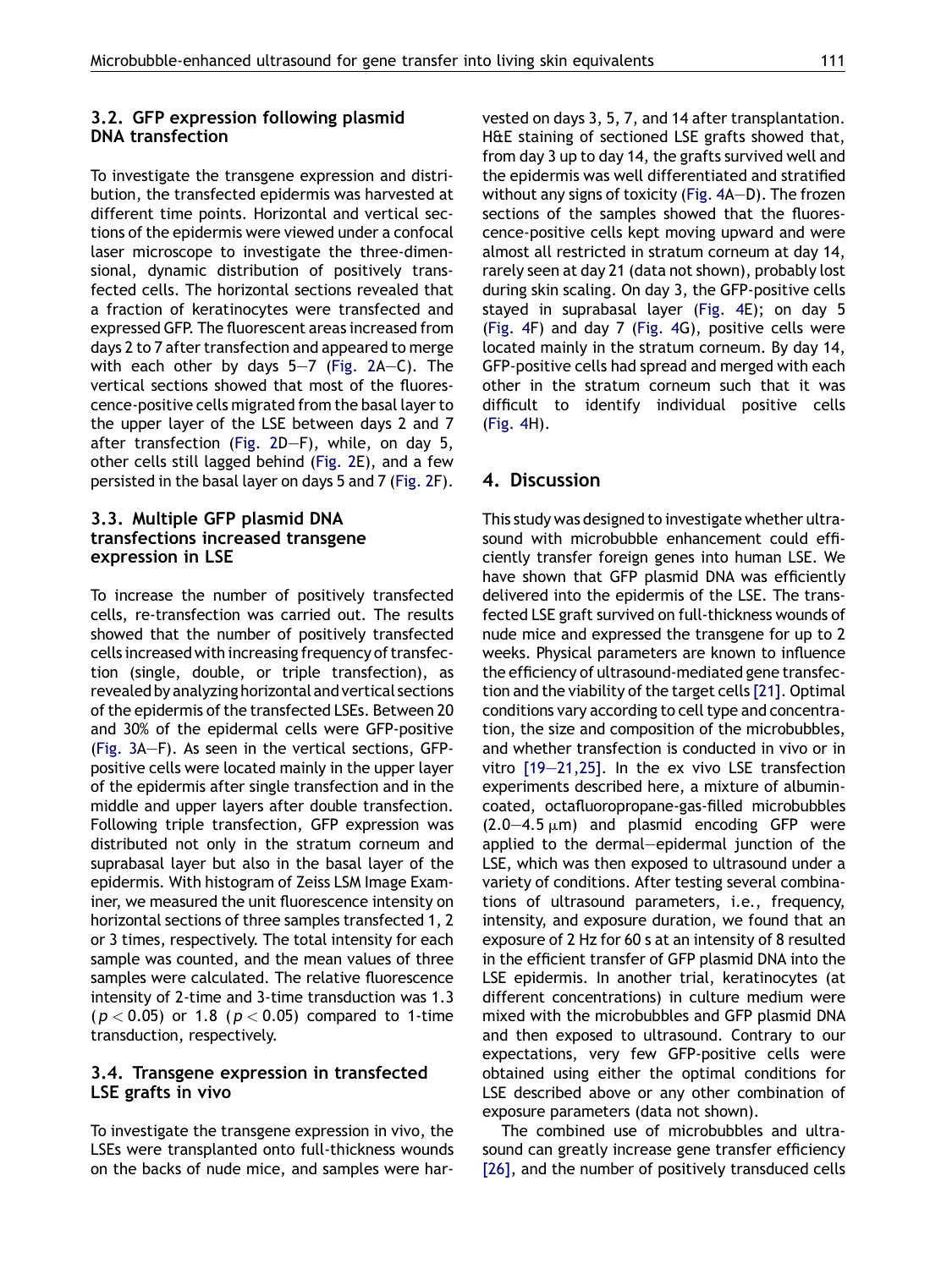### 3.2. GFP expression following plasmid DNA transfection

To investigate the transgene expression and distribution, the transfected epidermis was harvested at different time points. Horizontal and vertical sections of the epidermis were viewed under a confocal laser microscope to investigate the three-dimensional, dynamic distribution of positively transfected cells. The horizontal sections revealed that a fraction of keratinocytes were transfected and expressed GFP. The fluorescent areas increased from days 2 to 7 after transfection and appeared to merge with each other by days 5—7 (Fig. 2A—C). The vertical sections showed that most of the fluorescence-positive cells migrated from the basal layer to the upper layer of the LSE between days 2 and 7 after transfection (Fig. 2D—F), while, on day 5, other cells still lagged behind (Fig. 2E), and a few persisted in the basal layer on days 5 and 7 (Fig. 2F).

### 3.3. Multiple GFP plasmid DNA transfections increased transgene expression in LSE

To increase the number of positively transfected cells, re-transfection was carried out. The results showed that the number of positively transfected cells increased with increasing frequency of transfection (single, double, or triple transfection), as revealed by analyzing horizontal and vertical sections of the epidermis of the transfected LSEs. Between 20 and 30% of the epidermal cells were GFP-positive (Fig. 3A—F). As seen in the vertical sections, GFP-positive cells were located mainly in the upper layer of the epidermis after single transfection and in the middle and upper layers after double transfection. Following triple transfection, GFP expression was distributed not only in the stratum corneum and suprabasal layer but also in the basal layer of the epidermis. With histogram of Zeiss LSM Image Examiner, we measured the unit fluorescence intensity on horizontal sections of three samples transfected 1, 2 or 3 times, respectively. The total intensity for each sample was counted, and the mean values of three samples were calculated. The relative fluorescence intensity of 2-time and 3-time transduction was 1.3 ($p < 0.05$) or 1.8 ($p < 0.05$) compared to 1-time transduction, respectively.

### 3.4. Transgene expression in transfected LSE grafts in vivo

To investigate the transgene expression in vivo, the LSEs were transplanted onto full-thickness wounds on the backs of nude mice, and samples were harvested on days 3, 5, 7, and 14 after transplantation. H&E staining of sectioned LSE grafts showed that, from day 3 up to day 14, the grafts survived well and the epidermis was well differentiated and stratified without any signs of toxicity (Fig. 4A—D). The frozen sections of the samples showed that the fluorescence-positive cells kept moving upward and were almost all restricted in stratum corneum at day 14, rarely seen at day 21 (data not shown), probably lost during skin scaling. On day 3, the GFP-positive cells stayed in suprabasal layer (Fig. 4E); on day 5 (Fig. 4F) and day 7 (Fig. 4G), positive cells were located mainly in the stratum corneum. By day 14, GFP-positive cells had spread and merged with each other in the stratum corneum such that it was difficult to identify individual positive cells (Fig. 4H).

## 4. Discussion

This study was designed to investigate whether ultrasound with microbubble enhancement could efficiently transfer foreign genes into human LSE. We have shown that GFP plasmid DNA was efficiently delivered into the epidermis of the LSE. The transfected LSE graft survived on full-thickness wounds of nude mice and expressed the transgene for up to 2 weeks. Physical parameters are known to influence the efficiency of ultrasound-mediated gene transfection and the viability of the target cells [21]. Optimal conditions vary according to cell type and concentration, the size and composition of the microbubbles, and whether transfection is conducted in vivo or in vitro [19—21,25]. In the ex vivo LSE transfection experiments described here, a mixture of albumin-coated, octafluoropropane-gas-filled microbubbles (2.0—4.5 μm) and plasmid encoding GFP were applied to the dermal—epidermal junction of the LSE, which was then exposed to ultrasound under a variety of conditions. After testing several combinations of ultrasound parameters, i.e., frequency, intensity, and exposure duration, we found that an exposure of 2 Hz for 60 s at an intensity of 8 resulted in the efficient transfer of GFP plasmid DNA into the LSE epidermis. In another trial, keratinocytes (at different concentrations) in culture medium were mixed with the microbubbles and GFP plasmid DNA and then exposed to ultrasound. Contrary to our expectations, very few GFP-positive cells were obtained using either the optimal conditions for LSE described above or any other combination of exposure parameters (data not shown).

The combined use of microbubbles and ultrasound can greatly increase gene transfer efficiency [26], and the number of positively transduced cells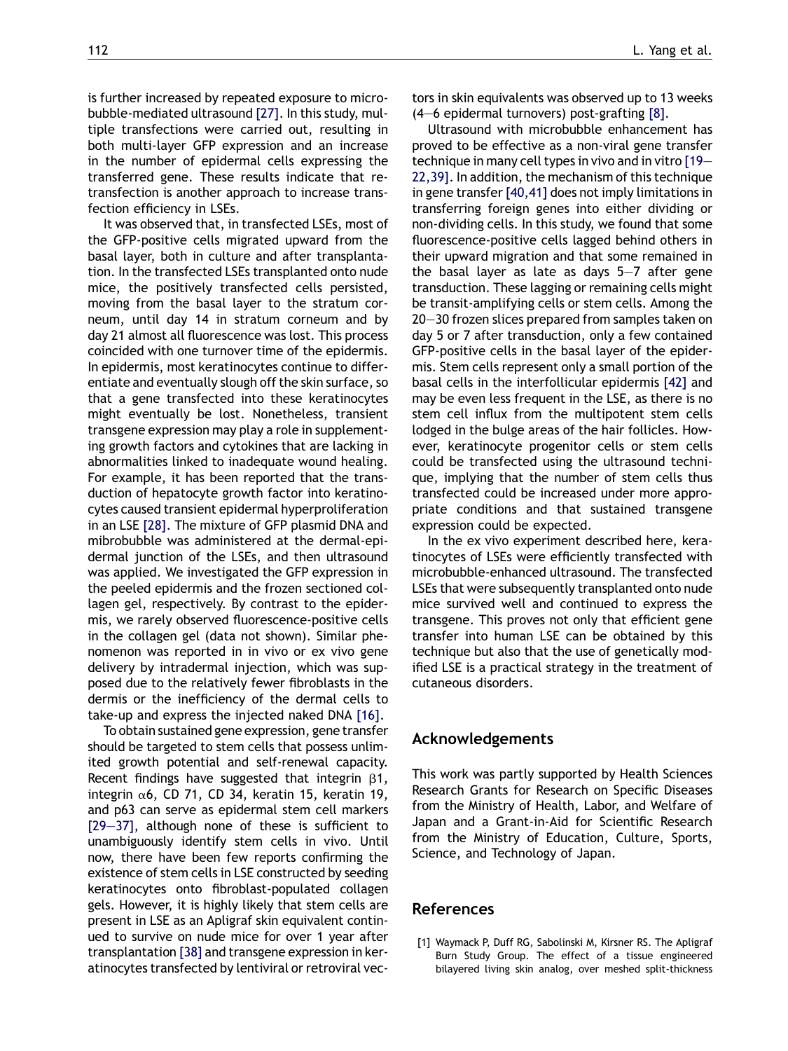is further increased by repeated exposure to microbubble-mediated ultrasound [27]. In this study, multiple transfections were carried out, resulting in both multi-layer GFP expression and an increase in the number of epidermal cells expressing the transferred gene. These results indicate that retransfection is another approach to increase transfection efficiency in LSEs.

It was observed that, in transfected LSEs, most of the GFP-positive cells migrated upward from the basal layer, both in culture and after transplantation. In the transfected LSEs transplanted onto nude mice, the positively transfected cells persisted, moving from the basal layer to the stratum corneum, until day 14 in stratum corneum and by day 21 almost all fluorescence was lost. This process coincided with one turnover time of the epidermis. In epidermis, most keratinocytes continue to differentiate and eventually slough off the skin surface, so that a gene transfected into these keratinocytes might eventually be lost. Nonetheless, transient transgene expression may play a role in supplementing growth factors and cytokines that are lacking in abnormalities linked to inadequate wound healing. For example, it has been reported that the transduction of hepatocyte growth factor into keratinocytes caused transient epidermal hyperproliferation in an LSE [28]. The mixture of GFP plasmid DNA and mibrobubble was administered at the dermal-epidermal junction of the LSEs, and then ultrasound was applied. We investigated the GFP expression in the peeled epidermis and the frozen sectioned collagen gel, respectively. By contrast to the epidermis, we rarely observed fluorescence-positive cells in the collagen gel (data not shown). Similar phenomenon was reported in in vivo or ex vivo gene delivery by intradermal injection, which was supposed due to the relatively fewer fibroblasts in the dermis or the inefficiency of the dermal cells to take-up and express the injected naked DNA [16].

To obtain sustained gene expression, gene transfer should be targeted to stem cells that possess unlimited growth potential and self-renewal capacity. Recent findings have suggested that integrin $\beta 1$, integrin $\alpha 6$, CD 71, CD 34, keratin 15, keratin 19, and p63 can serve as epidermal stem cell markers [29–37], although none of these is sufficient to unambiguously identify stem cells in vivo. Until now, there have been few reports confirming the existence of stem cells in LSE constructed by seeding keratinocytes onto fibroblast-populated collagen gels. However, it is highly likely that stem cells are present in LSE as an Apligraf skin equivalent continued to survive on nude mice for over 1 year after transplantation [38] and transgene expression in keratinocytes transfected by lentiviral or retroviral vectors in skin equivalents was observed up to 13 weeks (4–6 epidermal turnovers) post-grafting [8].

Ultrasound with microbubble enhancement has proved to be effective as a non-viral gene transfer technique in many cell types in vivo and in vitro [19–22,39]. In addition, the mechanism of this technique in gene transfer [40,41] does not imply limitations in transferring foreign genes into either dividing or non-dividing cells. In this study, we found that some fluorescence-positive cells lagged behind others in their upward migration and that some remained in the basal layer as late as days 5–7 after gene transduction. These lagging or remaining cells might be transit-amplifying cells or stem cells. Among the 20–30 frozen slices prepared from samples taken on day 5 or 7 after transduction, only a few contained GFP-positive cells in the basal layer of the epidermis. Stem cells represent only a small portion of the basal cells in the interfollicular epidermis [42] and may be even less frequent in the LSE, as there is no stem cell influx from the multipotent stem cells lodged in the bulge areas of the hair follicles. However, keratinocyte progenitor cells or stem cells could be transfected using the ultrasound technique, implying that the number of stem cells thus transfected could be increased under more appropriate conditions and that sustained transgene expression could be expected.

In the ex vivo experiment described here, keratinocytes of LSEs were efficiently transfected with microbubble-enhanced ultrasound. The transfected LSEs that were subsequently transplanted onto nude mice survived well and continued to express the transgene. This proves not only that efficient gene transfer into human LSE can be obtained by this technique but also that the use of genetically modified LSE is a practical strategy in the treatment of cutaneous disorders.

## Acknowledgements

This work was partly supported by Health Sciences Research Grants for Research on Specific Diseases from the Ministry of Health, Labor, and Welfare of Japan and a Grant-in-Aid for Scientific Research from the Ministry of Education, Culture, Sports, Science, and Technology of Japan.

## References

[1] Waymack P, Duff RG, Sabolinski M, Kirsner RS. The Apligraf Burn Study Group. The effect of a tissue engineered bilayered living skin analog, over meshed split-thickness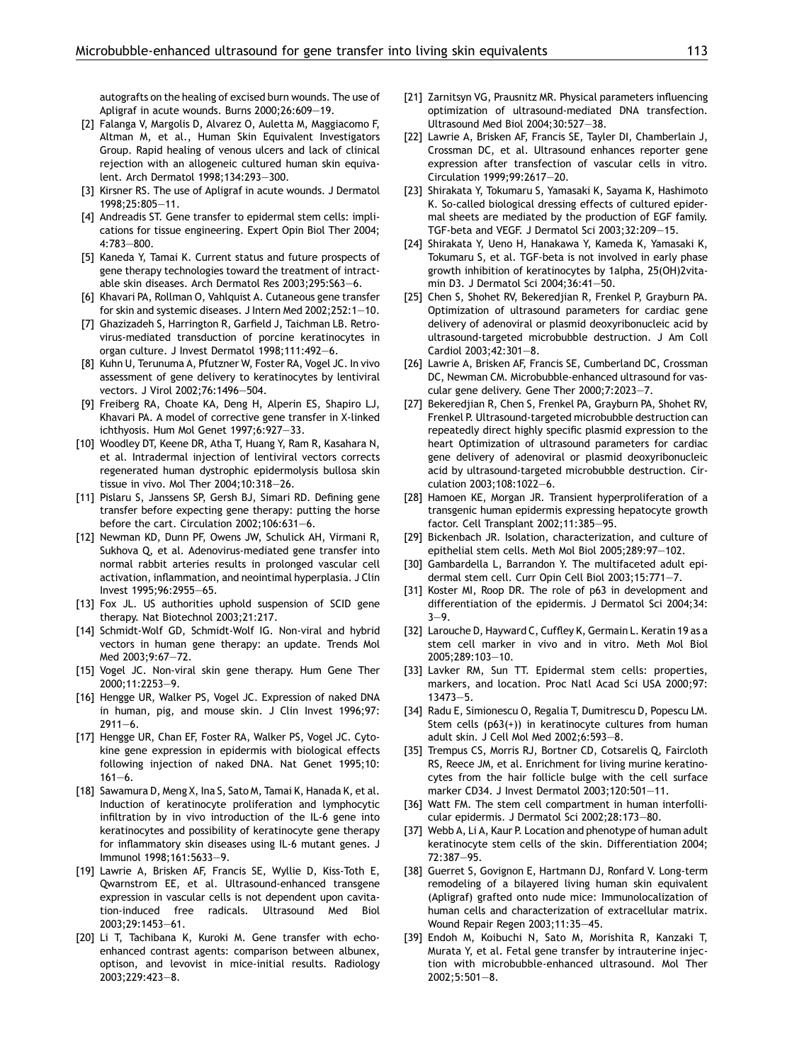autografts on the healing of excised burn wounds. The use of Apligraf in acute wounds. Burns 2000;26:609—19.

[2] Falanga V, Margolis D, Alvarez O, Auletta M, Maggiacomo F, Altman M, et al., Human Skin Equivalent Investigators Group. Rapid healing of venous ulcers and lack of clinical rejection with an allogeneic cultured human skin equivalent. Arch Dermatol 1998;134:293—300.

[3] Kirsner RS. The use of Apligraf in acute wounds. J Dermatol 1998;25:805—11.

[4] Andreadis ST. Gene transfer to epidermal stem cells: implications for tissue engineering. Expert Opin Biol Ther 2004; 4:783—800.

[5] Kaneda Y, Tamai K. Current status and future prospects of gene therapy technologies toward the treatment of intractable skin diseases. Arch Dermatol Res 2003;295:S63—6.

[6] Khavari PA, Rollman O, Vahlquist A. Cutaneous gene transfer for skin and systemic diseases. J Intern Med 2002;252:1—10.

[7] Ghazizadeh S, Harrington R, Garfield J, Taichman LB. Retrovirus-mediated transduction of porcine keratinocytes in organ culture. J Invest Dermatol 1998;111:492—6.

[8] Kuhn U, Terunuma A, Pfutzner W, Foster RA, Vogel JC. In vivo assessment of gene delivery to keratinocytes by lentiviral vectors. J Virol 2002;76:1496—504.

[9] Freiberg RA, Choate KA, Deng H, Alperin ES, Shapiro LJ, Khavari PA. A model of corrective gene transfer in X-linked ichthyosis. Hum Mol Genet 1997;6:927—33.

[10] Woodley DT, Keene DR, Atha T, Huang Y, Ram R, Kasahara N, et al. Intradermal injection of lentiviral vectors corrects regenerated human dystrophic epidermolysis bullosa skin tissue in vivo. Mol Ther 2004;10:318—26.

[11] Pislaru S, Janssens SP, Gersh BJ, Simari RD. Defining gene transfer before expecting gene therapy: putting the horse before the cart. Circulation 2002;106:631—6.

[12] Newman KD, Dunn PF, Owens JW, Schulick AH, Virmani R, Sukhova Q, et al. Adenovirus-mediated gene transfer into normal rabbit arteries results in prolonged vascular cell activation, inflammation, and neointimal hyperplasia. J Clin Invest 1995;96:2955—65.

[13] Fox JL. US authorities uphold suspension of SCID gene therapy. Nat Biotechnol 2003;21:217.

[14] Schmidt-Wolf GD, Schmidt-Wolf IG. Non-viral and hybrid vectors in human gene therapy: an update. Trends Mol Med 2003;9:67—72.

[15] Vogel JC. Non-viral skin gene therapy. Hum Gene Ther 2000;11:2253—9.

[16] Hengge UR, Walker PS, Vogel JC. Expression of naked DNA in human, pig, and mouse skin. J Clin Invest 1996;97: 2911—6.

[17] Hengge UR, Chan EF, Foster RA, Walker PS, Vogel JC. Cytokine gene expression in epidermis with biological effects following injection of naked DNA. Nat Genet 1995;10: 161—6.

[18] Sawamura D, Meng X, Ina S, Sato M, Tamai K, Hanada K, et al. Induction of keratinocyte proliferation and lymphocytic infiltration by in vivo introduction of the IL-6 gene into keratinocytes and possibility of keratinocyte gene therapy for inflammatory skin diseases using IL-6 mutant genes. J Immunol 1998;161:5633—9.

[19] Lawrie A, Brisken AF, Francis SE, Wyllie D, Kiss-Toth E, Qwarnstrom EE, et al. Ultrasound-enhanced transgene expression in vascular cells is not dependent upon cavitation-induced free radicals. Ultrasound Med Biol 2003;29:1453—61.

[20] Li T, Tachibana K, Kuroki M. Gene transfer with echo-enhanced contrast agents: comparison between albunex, optison, and levovist in mice-initial results. Radiology 2003;229:423—8.

[21] Zarnitsyn VG, Prausnitz MR. Physical parameters influencing optimization of ultrasound-mediated DNA transfection. Ultrasound Med Biol 2004;30:527—38.

[22] Lawrie A, Brisken AF, Francis SE, Tayler DI, Chamberlain J, Crossman DC, et al. Ultrasound enhances reporter gene expression after transfection of vascular cells in vitro. Circulation 1999;99:2617—20.

[23] Shirakata Y, Tokumaru S, Yamasaki K, Sayama K, Hashimoto K. So-called biological dressing effects of cultured epidermal sheets are mediated by the production of EGF family. TGF-beta and VEGF. J Dermatol Sci 2003;32:209—15.

[24] Shirakata Y, Ueno H, Hanakawa Y, Kameda K, Yamasaki K, Tokumaru S, et al. TGF-beta is not involved in early phase growth inhibition of keratinocytes by 1alpha, 25(OH)2vitamin D3. J Dermatol Sci 2004;36:41—50.

[25] Chen S, Shohet RV, Bekeredjian R, Frenkel P, Grayburn PA. Optimization of ultrasound parameters for cardiac gene delivery of adenoviral or plasmid deoxyribonucleic acid by ultrasound-targeted microbubble destruction. J Am Coll Cardiol 2003;42:301—8.

[26] Lawrie A, Brisken AF, Francis SE, Cumberland DC, Crossman DC, Newman CM. Microbubble-enhanced ultrasound for vascular gene delivery. Gene Ther 2000;7:2023—7.

[27] Bekeredjian R, Chen S, Frenkel PA, Grayburn PA, Shohet RV, Frenkel P. Ultrasound-targeted microbubble destruction can repeatedly direct highly specific plasmid expression to the heart Optimization of ultrasound parameters for cardiac gene delivery of adenoviral or plasmid deoxyribonucleic acid by ultrasound-targeted microbubble destruction. Circulation 2003;108:1022—6.

[28] Hamoen KE, Morgan JR. Transient hyperproliferation of a transgenic human epidermis expressing hepatocyte growth factor. Cell Transplant 2002;11:385—95.

[29] Bickenbach JR. Isolation, characterization, and culture of epithelial stem cells. Meth Mol Biol 2005;289:97—102.

[30] Gambardella L, Barrandon Y. The multifaceted adult epidermal stem cell. Curr Opin Cell Biol 2003;15:771—7.

[31] Koster MI, Roop DR. The role of p63 in development and differentiation of the epidermis. J Dermatol Sci 2004;34: 3—9.

[32] Larouche D, Hayward C, Cuffley K, Germain L. Keratin 19 as a stem cell marker in vivo and in vitro. Meth Mol Biol 2005;289:103—10.

[33] Lavker RM, Sun TT. Epidermal stem cells: properties, markers, and location. Proc Natl Acad Sci USA 2000;97: 13473—5.

[34] Radu E, Simionescu O, Regalia T, Dumitrescu D, Popescu LM. Stem cells (p63(+)) in keratinocyte cultures from human adult skin. J Cell Mol Med 2002;6:593—8.

[35] Trempus CS, Morris RJ, Bortner CD, Cotsarelis Q, Faircloth RS, Reece JM, et al. Enrichment for living murine keratinocytes from the hair follicle bulge with the cell surface marker CD34. J Invest Dermatol 2003;120:501—11.

[36] Watt FM. The stem cell compartment in human interfollicular epidermis. J Dermatol Sci 2002;28:173—80.

[37] Webb A, Li A, Kaur P. Location and phenotype of human adult keratinocyte stem cells of the skin. Differentiation 2004; 72:387—95.

[38] Guerret S, Govignon E, Hartmann DJ, Ronfard V. Long-term remodeling of a bilayered living human skin equivalent (Apligraf) grafted onto nude mice: Immunolocalization of human cells and characterization of extracellular matrix. Wound Repair Regen 2003;11:35—45.

[39] Endoh M, Koibuchi N, Sato M, Morishita R, Kanzaki T, Murata Y, et al. Fetal gene transfer by intrauterine injection with microbubble-enhanced ultrasound. Mol Ther 2002;5:501—8.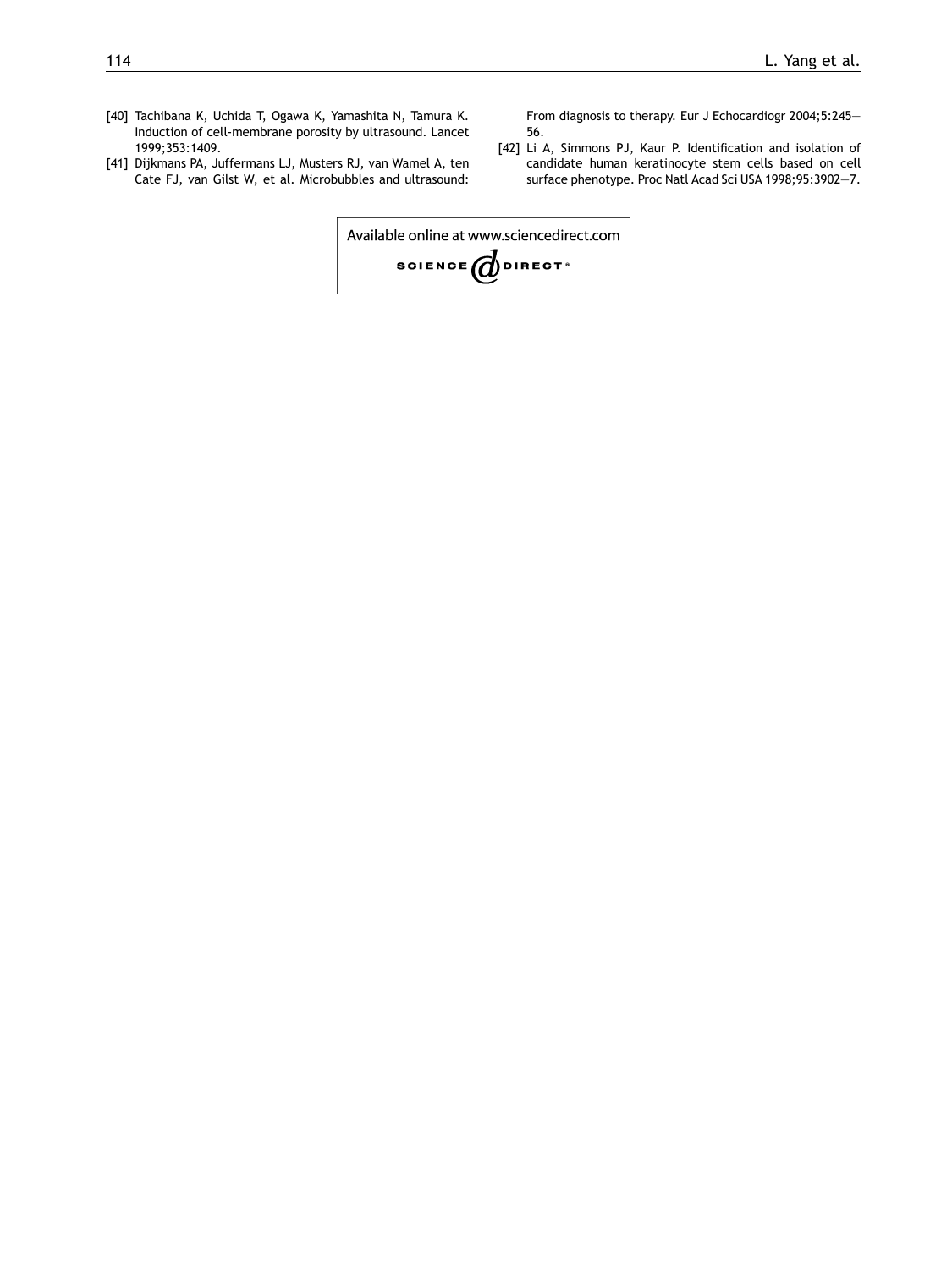[40] Tachibana K, Uchida T, Ogawa K, Yamashita N, Tamura K. Induction of cell-membrane porosity by ultrasound. Lancet 1999;353:1409.

[41] Dijkmans PA, Juffermans LJ, Musters RJ, van Wamel A, ten Cate FJ, van Gilst W, et al. Microbubbles and ultrasound: From diagnosis to therapy. Eur J Echocardiogr 2004;5:245—56.

[42] Li A, Simmons PJ, Kaur P. Identification and isolation of candidate human keratinocyte stem cells based on cell surface phenotype. Proc Natl Acad Sci USA 1998;95:3902—7.

Available online at www.sciencedirect.com

SCIENCE DIRECT®